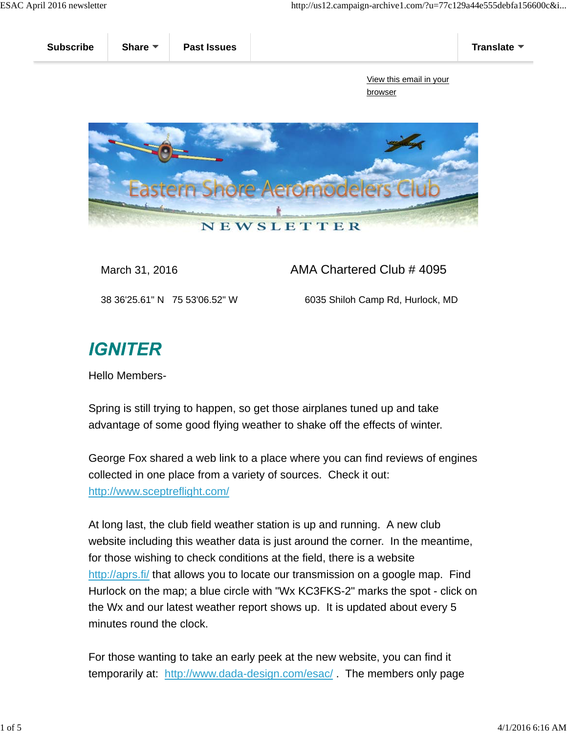Subscribe | Share | Past Issues | Translate

View this email in your browser

Eastern Shore Aeromodelers Club

NEWSLETTER

March 31, 2016 AMA Chartered Club # 4095

38 36'25.61" N 75 53'06.52" W 6035 Shiloh Camp Rd, Hurlock, MD

# *IGNITER*

Hello Members-

Spring is still trying to happen, so get those airplanes tuned up and take advantage of some good flying weather to shake off the effects of winter.

George Fox shared a web link to a place where you can find reviews of engines collected in one place from a variety of sources. Check it out: http://www.sceptreflight.com/

At long last, the club field weather station is up and running. A new club website including this weather data is just around the corner. In the meantime, for those wishing to check conditions at the field, there is a website http://aprs.fi/ that allows you to locate our transmission on a google map. Find Hurlock on the map; a blue circle with "Wx KC3FKS-2" marks the spot - click on the Wx and our latest weather report shows up. It is updated about every 5 minutes round the clock.

For those wanting to take an early peek at the new website, you can find it temporarily at: http://www.dada-design.com/esac/ . The members only page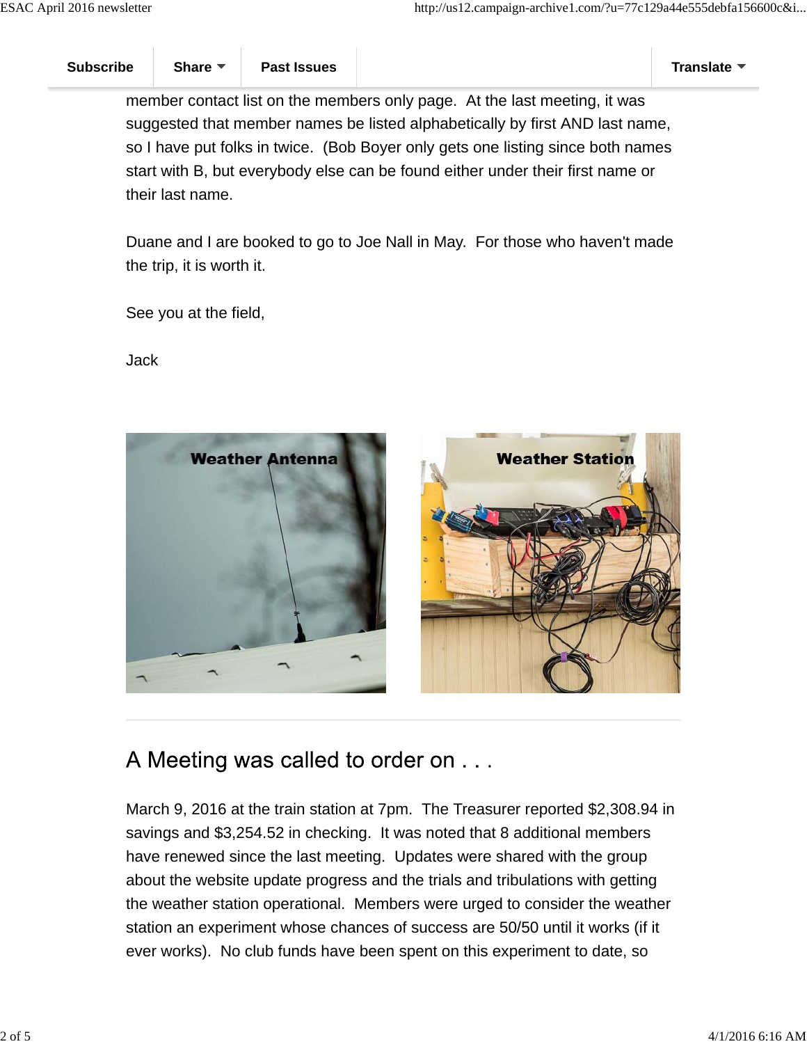member contact list on the members only page. At the last meeting, it was suggested that member names be listed alphabetically by first AND last name, so I have put folks in twice. (Bob Boyer only gets one listing since both names start with B, but everybody else can be found either under their first name or their last name.

Duane and I are booked to go to Joe Nall in May. For those who haven't made the trip, it is worth it.

See you at the field,

Jack

Weather Antenna

Weather Station

## A Meeting was called to order on . . .

March 9, 2016 at the train station at 7pm. The Treasurer reported $2,308.94 in savings and $3,254.52 in checking. It was noted that 8 additional members have renewed since the last meeting. Updates were shared with the group about the website update progress and the trials and tribulations with getting the weather station operational. Members were urged to consider the weather station an experiment whose chances of success are 50/50 until it works (if it ever works). No club funds have been spent on this experiment to date, so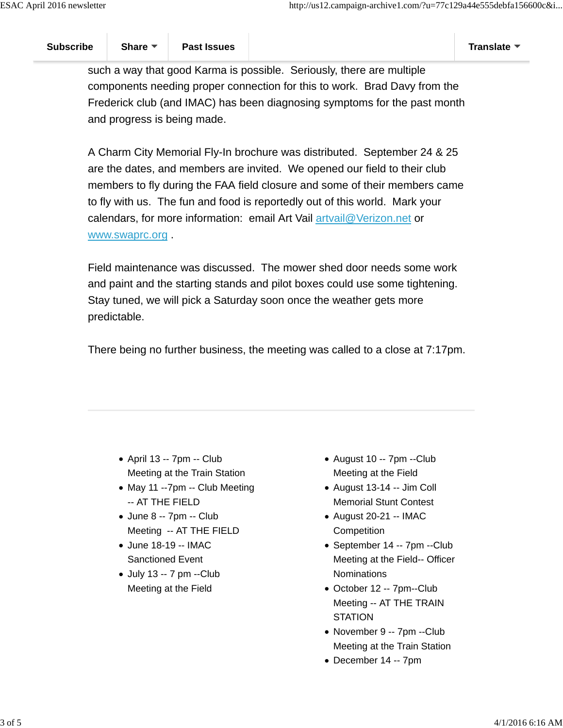such a way that good Karma is possible. Seriously, there are multiple components needing proper connection for this to work. Brad Davy from the Frederick club (and IMAC) has been diagnosing symptoms for the past month and progress is being made.

A Charm City Memorial Fly-In brochure was distributed. September 24 & 25 are the dates, and members are invited. We opened our field to their club members to fly during the FAA field closure and some of their members came to fly with us. The fun and food is reportedly out of this world. Mark your calendars, for more information: email Art Vail artvail@Verizon.net or www.swaprc.org .

Field maintenance was discussed. The mower shed door needs some work and paint and the starting stands and pilot boxes could use some tightening. Stay tuned, we will pick a Saturday soon once the weather gets more predictable.

There being no further business, the meeting was called to a close at 7:17pm.

---

- April 13 -- 7pm -- Club Meeting at the Train Station
- May 11 --7pm -- Club Meeting -- AT THE FIELD
- June 8 -- 7pm -- Club Meeting -- AT THE FIELD
- June 18-19 -- IMAC Sanctioned Event
- July 13 -- 7 pm --Club Meeting at the Field
- August 10 -- 7pm --Club Meeting at the Field
- August 13-14 -- Jim Coll Memorial Stunt Contest
- August 20-21 -- IMAC Competition
- September 14 -- 7pm --Club Meeting at the Field-- Officer Nominations
- October 12 -- 7pm--Club Meeting -- AT THE TRAIN STATION
- November 9 -- 7pm --Club Meeting at the Train Station
- December 14 -- 7pm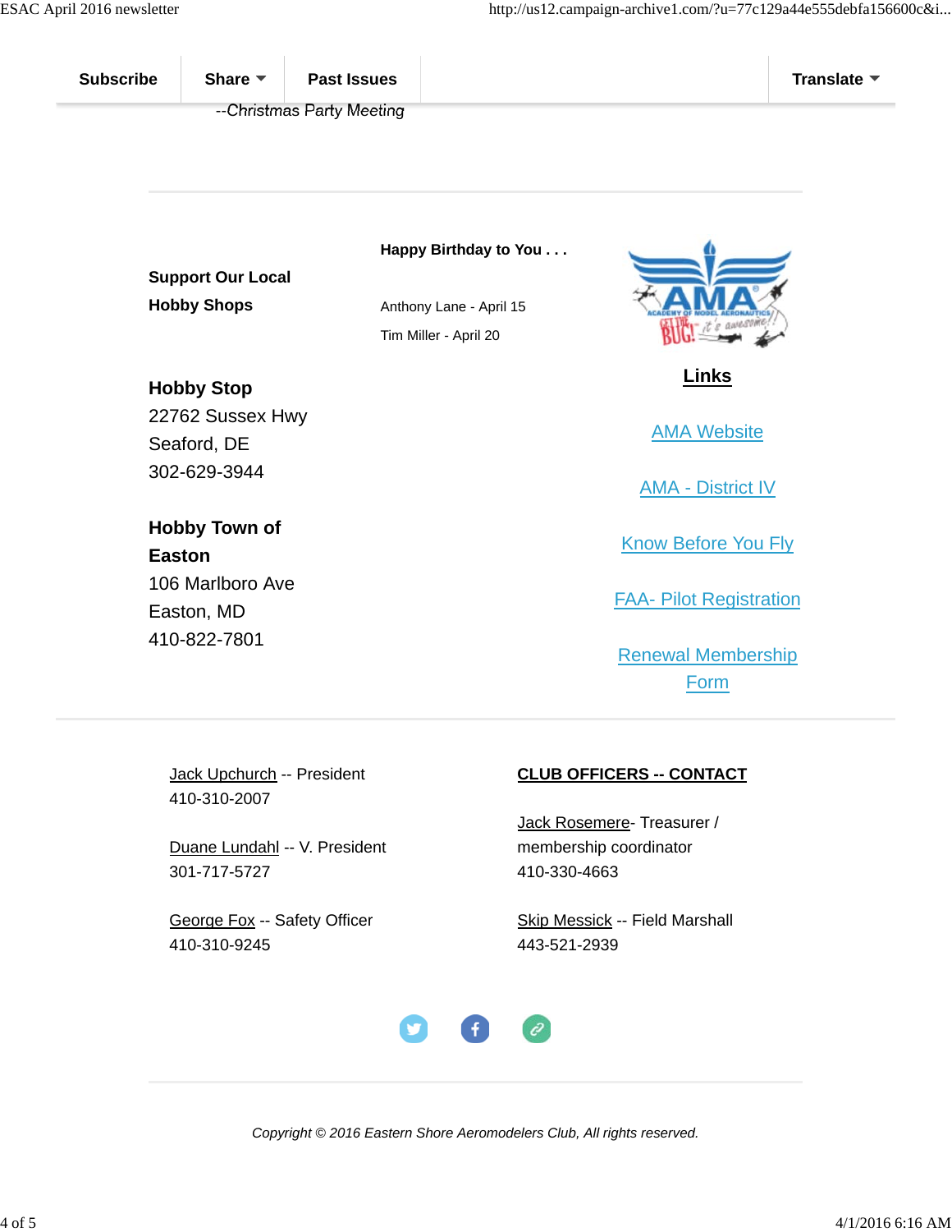Subscribe | Share | Past Issues | Translate

*--Christmas Party Meeting*

---

**Support Our Local Hobby Shops**

**Hobby Stop**
22762 Sussex Hwy
Seaford, DE
302-629-3944

**Hobby Town of Easton**
106 Marlboro Ave
Easton, MD
410-822-7801

**Happy Birthday to You . . .**

Anthony Lane - April 15

Tim Miller - April 20

**Links**

AMA Website

AMA - District IV

Know Before You Fly

FAA- Pilot Registration

Renewal Membership Form

---

**CLUB OFFICERS -- CONTACT**

Jack Upchurch -- President
410-310-2007

Duane Lundahl -- V. President
301-717-5727

George Fox -- Safety Officer
410-310-9245

Jack Rosemere- Treasurer / membership coordinator
410-330-4663

Skip Messick -- Field Marshall
443-521-2939

---

*Copyright © 2016 Eastern Shore Aeromodelers Club, All rights reserved.*